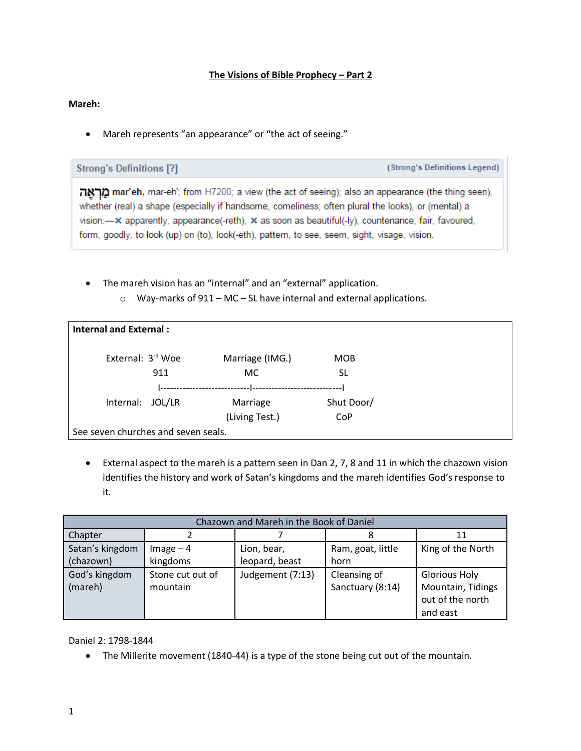# The Visions of Bible Prophecy – Part 2

**Mareh:**

- Mareh represents "an appearance" or "the act of seeing."

| Strong's Definitions [?] | (Strong's Definitions Legend) |
|---|---|
| מַרְאֶה mar'eh, mar-eh'; from H7200; a view (the act of seeing); also an appearance (the thing seen), whether (real) a shape (especially if handsome, comeliness; often plural the looks), or (mental) a vision:—× apparently, appearance(-reth), × as soon as beautiful(-ly), countenance, fair, favoured, form, goodly, to look (up) on (to), look(-eth), pattern, to see, seem, sight, visage, vision. | |

- The mareh vision has an "internal" and an "external" application.
    - Way-marks of 911 – MC – SL have internal and external applications.

**Internal and External :**

```
External:  3rd Woe            Marriage (IMG.)          MOB
              911                   MC                  SL
              I----------------------------I----------------------------I
Internal:   JOL/LR              Marriage              Shut Door/
                               (Living Test.)           CoP
```

See seven churches and seven seals.

- External aspect to the mareh is a pattern seen in Dan 2, 7, 8 and 11 in which the chazown vision identifies the history and work of Satan's kingdoms and the mareh identifies God's response to it.

| Chazown and Mareh in the Book of Daniel | | | | |
|---|---|---|---|---|
| Chapter | 2 | 7 | 8 | 11 |
| Satan's kingdom (chazown) | Image – 4 kingdoms | Lion, bear, leopard, beast | Ram, goat, little horn | King of the North |
| God's kingdom (mareh) | Stone cut out of mountain | Judgement (7:13) | Cleansing of Sanctuary (8:14) | Glorious Holy Mountain, Tidings out of the north and east |

Daniel 2: 1798-1844

- The Millerite movement (1840-44) is a type of the stone being cut out of the mountain.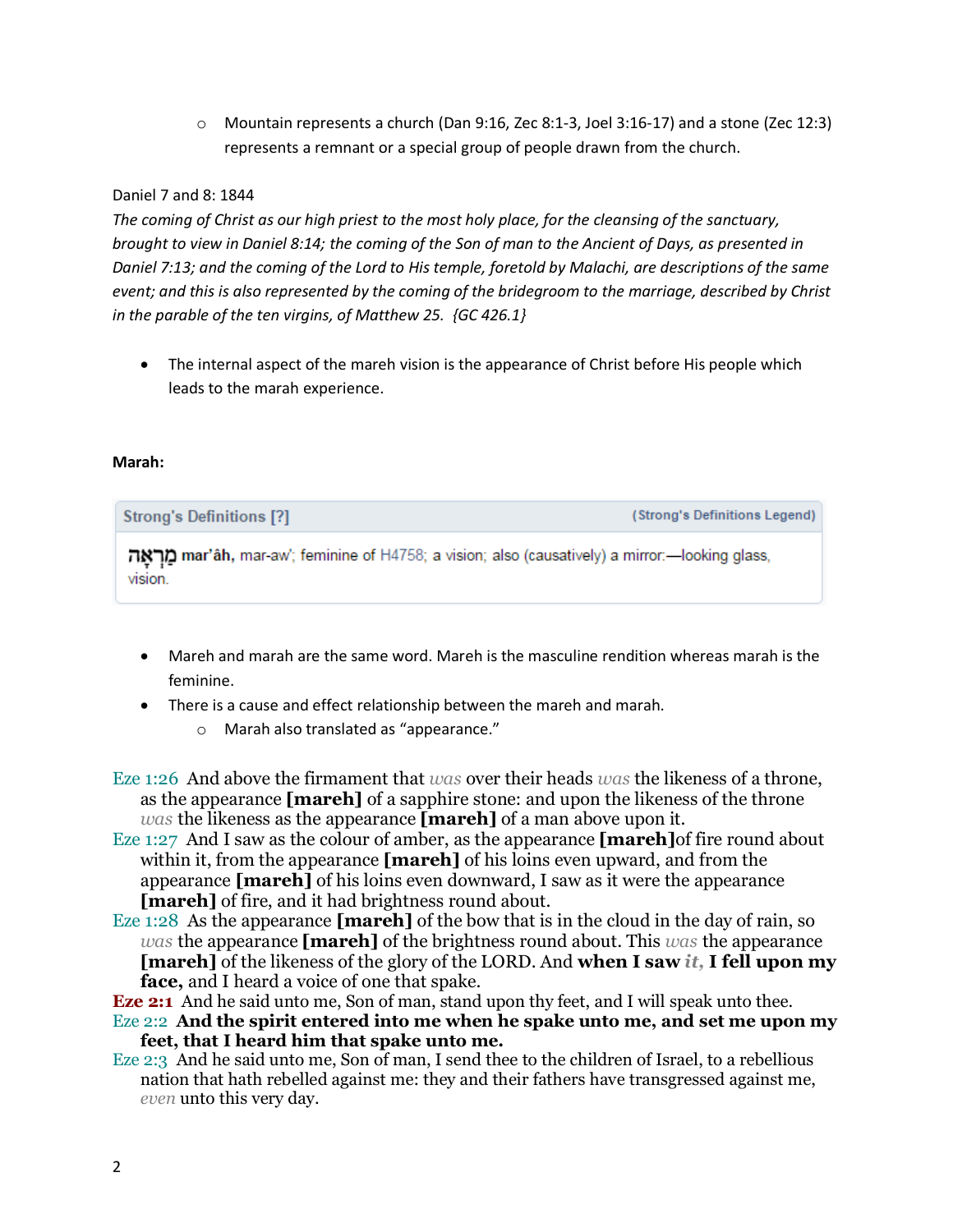- Mountain represents a church (Dan 9:16, Zec 8:1-3, Joel 3:16-17) and a stone (Zec 12:3) represents a remnant or a special group of people drawn from the church.

Daniel 7 and 8: 1844

*The coming of Christ as our high priest to the most holy place, for the cleansing of the sanctuary, brought to view in Daniel 8:14; the coming of the Son of man to the Ancient of Days, as presented in Daniel 7:13; and the coming of the Lord to His temple, foretold by Malachi, are descriptions of the same event; and this is also represented by the coming of the bridegroom to the marriage, described by Christ in the parable of the ten virgins, of Matthew 25. {GC 426.1}*

- The internal aspect of the mareh vision is the appearance of Christ before His people which leads to the marah experience.

**Marah:**

| Strong's Definitions [?] | (Strong's Definitions Legend) |
|---|---|
| מַרְאָה **mar'âh,** mar-aw'; feminine of H4758; a vision; also (causatively) a mirror:—looking glass, vision. | |

- Mareh and marah are the same word. Mareh is the masculine rendition whereas marah is the feminine.
- There is a cause and effect relationship between the mareh and marah.
  - Marah also translated as "appearance."

Eze 1:26 And above the firmament that *was* over their heads *was* the likeness of a throne, as the appearance **[mareh]** of a sapphire stone: and upon the likeness of the throne *was* the likeness as the appearance **[mareh]** of a man above upon it.
Eze 1:27 And I saw as the colour of amber, as the appearance **[mareh]** of fire round about within it, from the appearance **[mareh]** of his loins even upward, and from the appearance **[mareh]** of his loins even downward, I saw as it were the appearance **[mareh]** of fire, and it had brightness round about.
Eze 1:28 As the appearance **[mareh]** of the bow that is in the cloud in the day of rain, so *was* the appearance **[mareh]** of the brightness round about. This *was* the appearance **[mareh]** of the likeness of the glory of the LORD. And **when I saw *it,* I fell upon my face,** and I heard a voice of one that spake.
**Eze 2:1** And he said unto me, Son of man, stand upon thy feet, and I will speak unto thee.
Eze 2:2 **And the spirit entered into me when he spake unto me, and set me upon my feet, that I heard him that spake unto me.**
Eze 2:3 And he said unto me, Son of man, I send thee to the children of Israel, to a rebellious nation that hath rebelled against me: they and their fathers have transgressed against me, *even* unto this very day.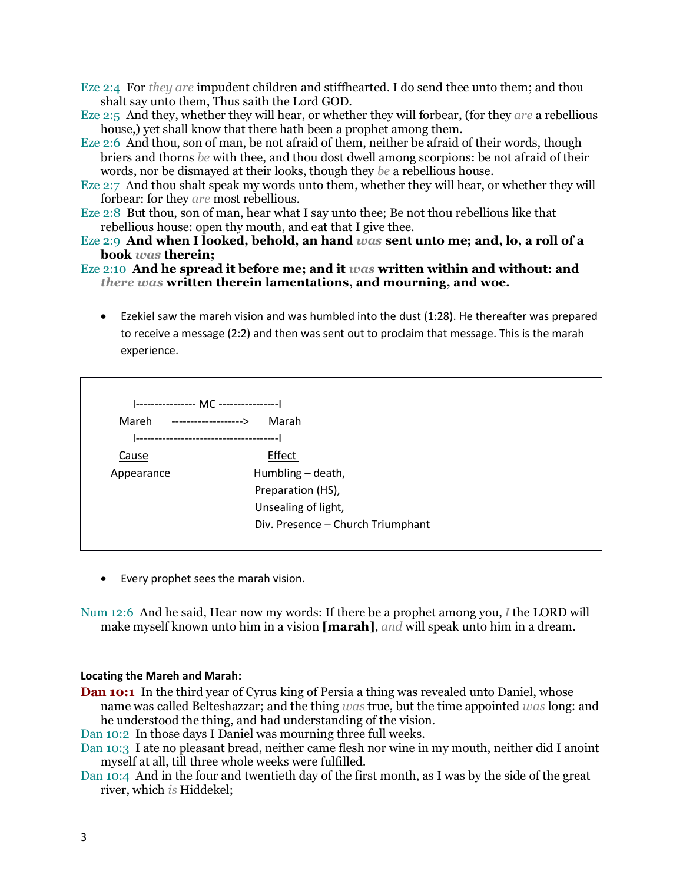Eze 2:4 For *they are* impudent children and stiffhearted. I do send thee unto them; and thou shalt say unto them, Thus saith the Lord GOD.

Eze 2:5 And they, whether they will hear, or whether they will forbear, (for they *are* a rebellious house,) yet shall know that there hath been a prophet among them.

Eze 2:6 And thou, son of man, be not afraid of them, neither be afraid of their words, though briers and thorns *be* with thee, and thou dost dwell among scorpions: be not afraid of their words, nor be dismayed at their looks, though they *be* a rebellious house.

Eze 2:7 And thou shalt speak my words unto them, whether they will hear, or whether they will forbear: for they *are* most rebellious.

Eze 2:8 But thou, son of man, hear what I say unto thee; Be not thou rebellious like that rebellious house: open thy mouth, and eat that I give thee.

Eze 2:9 **And when I looked, behold, an hand *was* sent unto me; and, lo, a roll of a book *was* therein;**

Eze 2:10 **And he spread it before me; and it *was* written within and without: and *there was* written therein lamentations, and mourning, and woe.**

- Ezekiel saw the mareh vision and was humbled into the dust (1:28). He thereafter was prepared to receive a message (2:2) and then was sent out to proclaim that message. This is the marah experience.

```
   I---------------- MC ----------------I
  Mareh      ------------------->      Marah
   I-------------------------------------I
  Cause                         Effect
Appearance                    Humbling – death,
                              Preparation (HS),
                              Unsealing of light,
                              Div. Presence – Church Triumphant
```

- Every prophet sees the marah vision.

Num 12:6 And he said, Hear now my words: If there be a prophet among you, *I* the LORD will make myself known unto him in a vision **[marah]**, *and* will speak unto him in a dream.

**Locating the Mareh and Marah:**

**Dan 10:1** In the third year of Cyrus king of Persia a thing was revealed unto Daniel, whose name was called Belteshazzar; and the thing *was* true, but the time appointed *was* long: and he understood the thing, and had understanding of the vision.

Dan 10:2 In those days I Daniel was mourning three full weeks.

Dan 10:3 I ate no pleasant bread, neither came flesh nor wine in my mouth, neither did I anoint myself at all, till three whole weeks were fulfilled.

Dan 10:4 And in the four and twentieth day of the first month, as I was by the side of the great river, which *is* Hiddekel;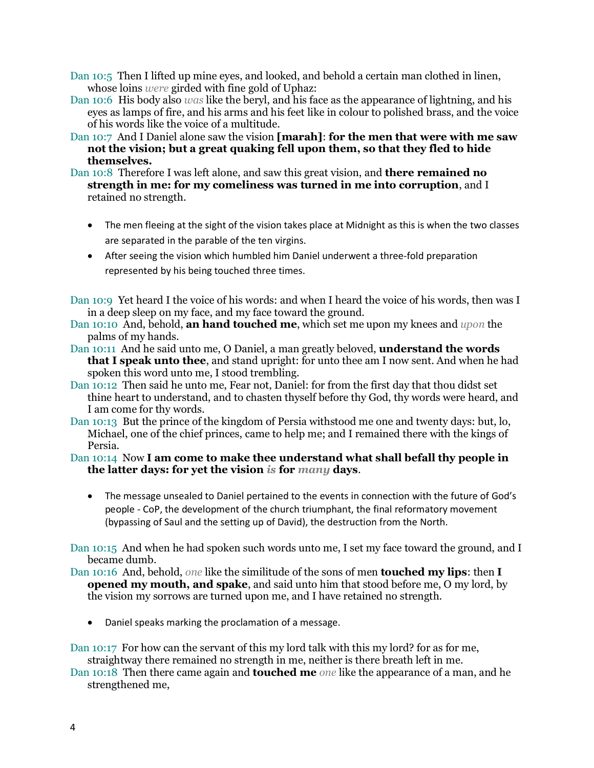Dan 10:5 Then I lifted up mine eyes, and looked, and behold a certain man clothed in linen, whose loins *were* girded with fine gold of Uphaz:

Dan 10:6 His body also *was* like the beryl, and his face as the appearance of lightning, and his eyes as lamps of fire, and his arms and his feet like in colour to polished brass, and the voice of his words like the voice of a multitude.

Dan 10:7 And I Daniel alone saw the vision **[marah]**: **for the men that were with me saw not the vision; but a great quaking fell upon them, so that they fled to hide themselves.**

Dan 10:8 Therefore I was left alone, and saw this great vision, and **there remained no strength in me: for my comeliness was turned in me into corruption**, and I retained no strength.

- The men fleeing at the sight of the vision takes place at Midnight as this is when the two classes are separated in the parable of the ten virgins.
- After seeing the vision which humbled him Daniel underwent a three-fold preparation represented by his being touched three times.

Dan 10:9 Yet heard I the voice of his words: and when I heard the voice of his words, then was I in a deep sleep on my face, and my face toward the ground.

Dan 10:10 And, behold, **an hand touched me**, which set me upon my knees and *upon* the palms of my hands.

Dan 10:11 And he said unto me, O Daniel, a man greatly beloved, **understand the words that I speak unto thee**, and stand upright: for unto thee am I now sent. And when he had spoken this word unto me, I stood trembling.

Dan 10:12 Then said he unto me, Fear not, Daniel: for from the first day that thou didst set thine heart to understand, and to chasten thyself before thy God, thy words were heard, and I am come for thy words.

Dan 10:13 But the prince of the kingdom of Persia withstood me one and twenty days: but, lo, Michael, one of the chief princes, came to help me; and I remained there with the kings of Persia.

Dan 10:14 Now **I am come to make thee understand what shall befall thy people in the latter days: for yet the vision *is* for *many* days**.

- The message unsealed to Daniel pertained to the events in connection with the future of God's people - CoP, the development of the church triumphant, the final reformatory movement (bypassing of Saul and the setting up of David), the destruction from the North.

Dan 10:15 And when he had spoken such words unto me, I set my face toward the ground, and I became dumb.

Dan 10:16 And, behold, *one* like the similitude of the sons of men **touched my lips**: then **I opened my mouth, and spake**, and said unto him that stood before me, O my lord, by the vision my sorrows are turned upon me, and I have retained no strength.

- Daniel speaks marking the proclamation of a message.

Dan 10:17 For how can the servant of this my lord talk with this my lord? for as for me, straightway there remained no strength in me, neither is there breath left in me.

Dan 10:18 Then there came again and **touched me** *one* like the appearance of a man, and he strengthened me,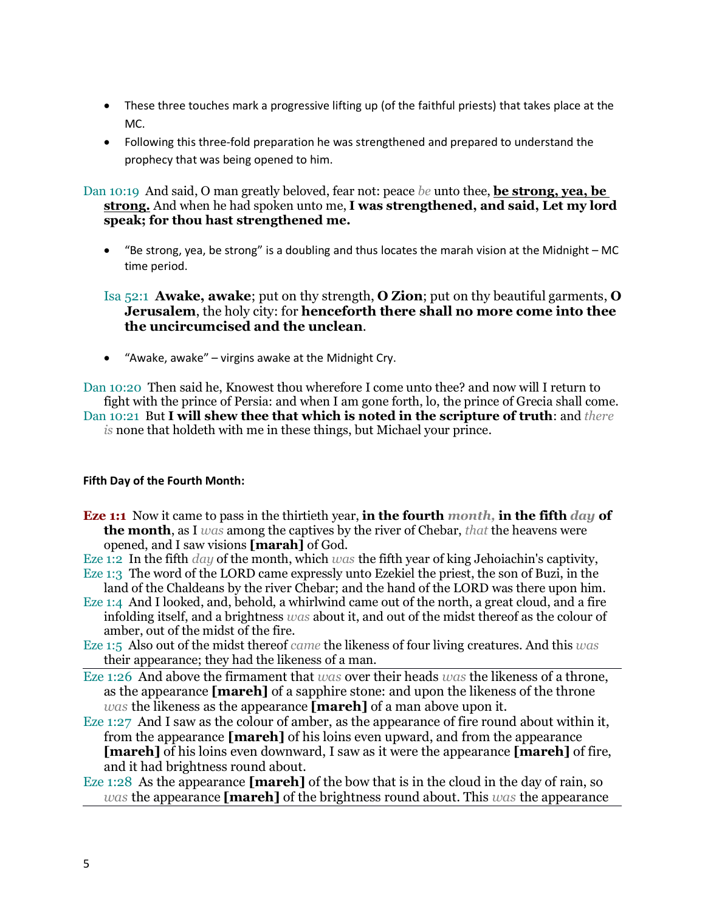- These three touches mark a progressive lifting up (of the faithful priests) that takes place at the MC.
- Following this three-fold preparation he was strengthened and prepared to understand the prophecy that was being opened to him.

Dan 10:19 And said, O man greatly beloved, fear not: peace *be* unto thee, **be strong, yea, be strong.** And when he had spoken unto me, **I was strengthened, and said, Let my lord speak; for thou hast strengthened me.**

- "Be strong, yea, be strong" is a doubling and thus locates the marah vision at the Midnight – MC time period.

> Isa 52:1 **Awake, awake**; put on thy strength, **O Zion**; put on thy beautiful garments, **O Jerusalem**, the holy city: for **henceforth there shall no more come into thee the uncircumcised and the unclean**.

- "Awake, awake" – virgins awake at the Midnight Cry.

Dan 10:20 Then said he, Knowest thou wherefore I come unto thee? and now will I return to fight with the prince of Persia: and when I am gone forth, lo, the prince of Grecia shall come.
Dan 10:21 But **I will shew thee that which is noted in the scripture of truth**: and *there is* none that holdeth with me in these things, but Michael your prince.

**Fifth Day of the Fourth Month:**

**Eze 1:1** Now it came to pass in the thirtieth year, **in the fourth *month*, in the fifth *day* of the month**, as I *was* among the captives by the river of Chebar, *that* the heavens were opened, and I saw visions **[marah]** of God.
Eze 1:2 In the fifth *day* of the month, which *was* the fifth year of king Jehoiachin's captivity,
Eze 1:3 The word of the LORD came expressly unto Ezekiel the priest, the son of Buzi, in the land of the Chaldeans by the river Chebar; and the hand of the LORD was there upon him.
Eze 1:4 And I looked, and, behold, a whirlwind came out of the north, a great cloud, and a fire infolding itself, and a brightness *was* about it, and out of the midst thereof as the colour of amber, out of the midst of the fire.
Eze 1:5 Also out of the midst thereof *came* the likeness of four living creatures. And this *was* their appearance; they had the likeness of a man.

---

Eze 1:26 And above the firmament that *was* over their heads *was* the likeness of a throne, as the appearance **[mareh]** of a sapphire stone: and upon the likeness of the throne *was* the likeness as the appearance **[mareh]** of a man above upon it.
Eze 1:27 And I saw as the colour of amber, as the appearance of fire round about within it, from the appearance **[mareh]** of his loins even upward, and from the appearance **[mareh]** of his loins even downward, I saw as it were the appearance **[mareh]** of fire, and it had brightness round about.
Eze 1:28 As the appearance **[mareh]** of the bow that is in the cloud in the day of rain, so *was* the appearance **[mareh]** of the brightness round about. This *was* the appearance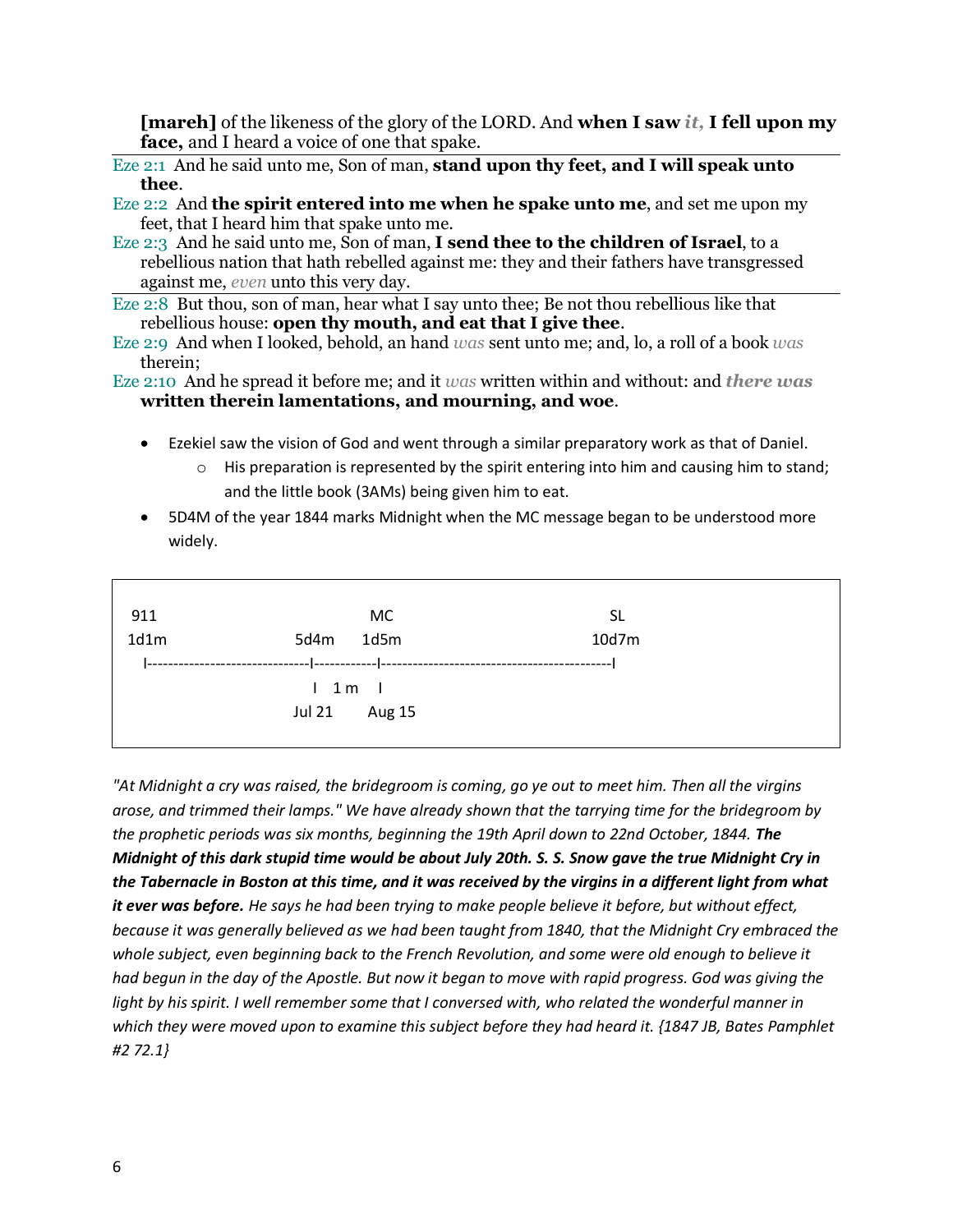**[mareh]** of the likeness of the glory of the LORD. And **when I saw *it,* I fell upon my face,** and I heard a voice of one that spake.

---

Eze 2:1 And he said unto me, Son of man, **stand upon thy feet, and I will speak unto thee**.

Eze 2:2 And **the spirit entered into me when he spake unto me**, and set me upon my feet, that I heard him that spake unto me.

Eze 2:3 And he said unto me, Son of man, **I send thee to the children of Israel**, to a rebellious nation that hath rebelled against me: they and their fathers have transgressed against me, *even* unto this very day.

---

Eze 2:8 But thou, son of man, hear what I say unto thee; Be not thou rebellious like that rebellious house: **open thy mouth, and eat that I give thee**.

Eze 2:9 And when I looked, behold, an hand *was* sent unto me; and, lo, a roll of a book *was* therein;

Eze 2:10 And he spread it before me; and it *was* written within and without: and ***there was* written therein lamentations, and mourning, and woe**.

- Ezekiel saw the vision of God and went through a similar preparatory work as that of Daniel.
  - His preparation is represented by the spirit entering into him and causing him to stand; and the little book (3AMs) being given him to eat.
- 5D4M of the year 1844 marks Midnight when the MC message began to be understood more widely.

```
911                              MC                          SL
1d1m                   5d4m    1d5m                        10d7m
|------------------------|-----------|-------------------------------|
                         I   1 m    I
                       Jul 21      Aug 15
```

*"At Midnight a cry was raised, the bridegroom is coming, go ye out to meet him. Then all the virgins arose, and trimmed their lamps." We have already shown that the tarrying time for the bridegroom by the prophetic periods was six months, beginning the 19th April down to 22nd October, 1844.* ***The Midnight of this dark stupid time would be about July 20th. S. S. Snow gave the true Midnight Cry in the Tabernacle in Boston at this time, and it was received by the virgins in a different light from what it ever was before.*** *He says he had been trying to make people believe it before, but without effect, because it was generally believed as we had been taught from 1840, that the Midnight Cry embraced the whole subject, even beginning back to the French Revolution, and some were old enough to believe it had begun in the day of the Apostle. But now it began to move with rapid progress. God was giving the light by his spirit. I well remember some that I conversed with, who related the wonderful manner in which they were moved upon to examine this subject before they had heard it. {1847 JB, Bates Pamphlet #2 72.1}*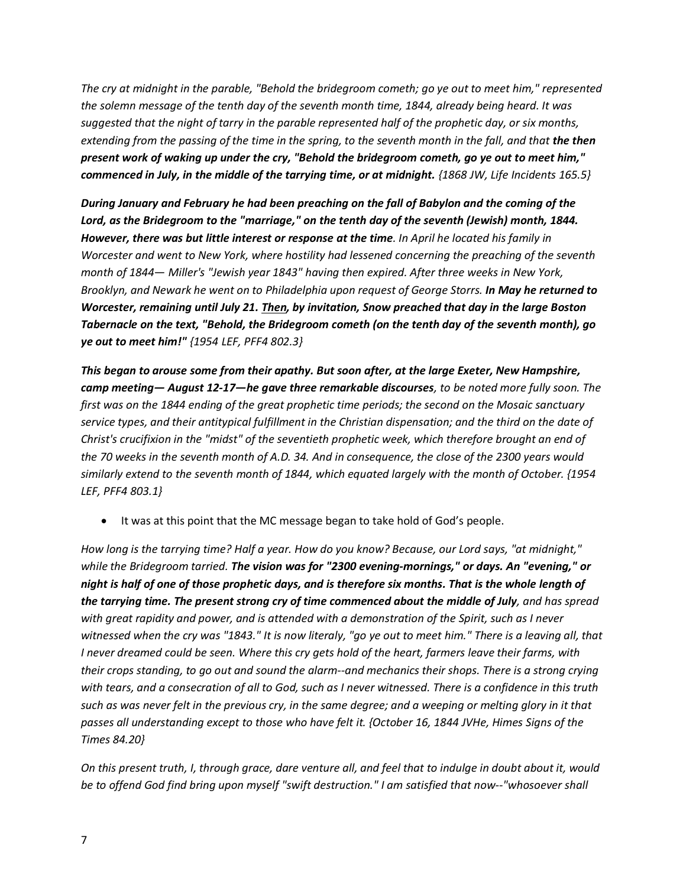*The cry at midnight in the parable, "Behold the bridegroom cometh; go ye out to meet him," represented the solemn message of the tenth day of the seventh month time, 1844, already being heard. It was suggested that the night of tarry in the parable represented half of the prophetic day, or six months, extending from the passing of the time in the spring, to the seventh month in the fall, and that* ***the then present work of waking up under the cry, "Behold the bridegroom cometh, go ye out to meet him," commenced in July, in the middle of the tarrying time, or at midnight.*** *{1868 JW, Life Incidents 165.5}*

***During January and February he had been preaching on the fall of Babylon and the coming of the Lord, as the Bridegroom to the "marriage," on the tenth day of the seventh (Jewish) month, 1844. However, there was but little interest or response at the time.*** *In April he located his family in Worcester and went to New York, where hostility had lessened concerning the preaching of the seventh month of 1844— Miller's "Jewish year 1843" having then expired. After three weeks in New York, Brooklyn, and Newark he went on to Philadelphia upon request of George Storrs.* ***In May he returned to Worcester, remaining until July 21. <u>Then</u>, by invitation, Snow preached that day in the large Boston Tabernacle on the text, "Behold, the Bridegroom cometh (on the tenth day of the seventh month), go ye out to meet him!"*** *{1954 LEF, PFF4 802.3}*

***This began to arouse some from their apathy. But soon after, at the large Exeter, New Hampshire, camp meeting— August 12-17—he gave three remarkable discourses****, to be noted more fully soon. The first was on the 1844 ending of the great prophetic time periods; the second on the Mosaic sanctuary service types, and their antitypical fulfillment in the Christian dispensation; and the third on the date of Christ's crucifixion in the "midst" of the seventieth prophetic week, which therefore brought an end of the 70 weeks in the seventh month of A.D. 34. And in consequence, the close of the 2300 years would similarly extend to the seventh month of 1844, which equated largely with the month of October. {1954 LEF, PFF4 803.1}*

- It was at this point that the MC message began to take hold of God's people.

*How long is the tarrying time? Half a year. How do you know? Because, our Lord says, "at midnight," while the Bridegroom tarried.* ***The vision was for "2300 evening-mornings," or days. An "evening," or night is half of one of those prophetic days, and is therefore six months. That is the whole length of the tarrying time. The present strong cry of time commenced about the middle of July****, and has spread with great rapidity and power, and is attended with a demonstration of the Spirit, such as I never witnessed when the cry was "1843." It is now literaly, "go ye out to meet him." There is a leaving all, that I never dreamed could be seen. Where this cry gets hold of the heart, farmers leave their farms, with their crops standing, to go out and sound the alarm--and mechanics their shops. There is a strong crying with tears, and a consecration of all to God, such as I never witnessed. There is a confidence in this truth such as was never felt in the previous cry, in the same degree; and a weeping or melting glory in it that passes all understanding except to those who have felt it. {October 16, 1844 JVHe, Himes Signs of the Times 84.20}*

*On this present truth, I, through grace, dare venture all, and feel that to indulge in doubt about it, would be to offend God find bring upon myself "swift destruction." I am satisfied that now--"whosoever shall*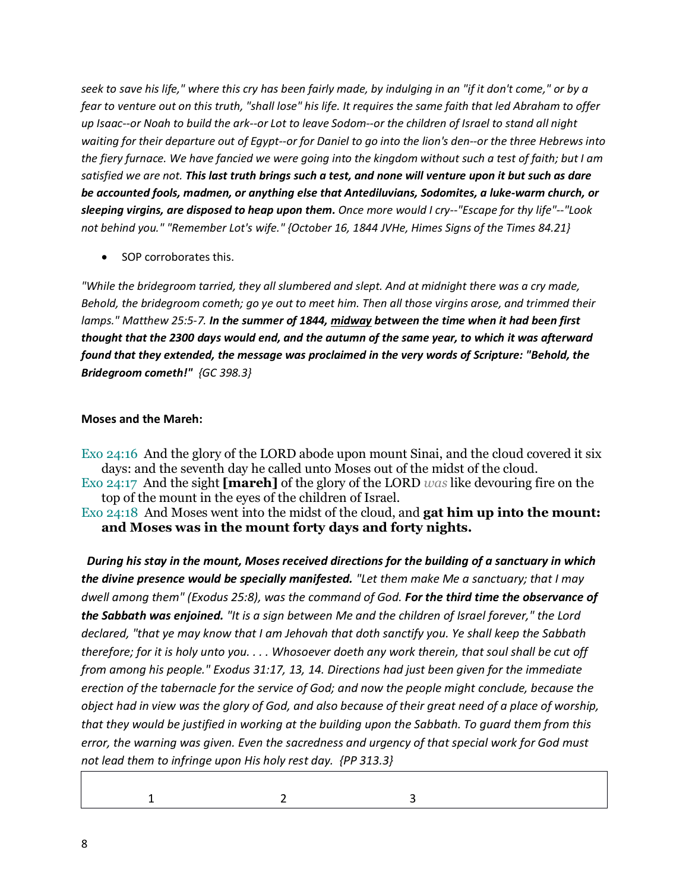*seek to save his life," where this cry has been fairly made, by indulging in an "if it don't come," or by a fear to venture out on this truth, "shall lose" his life. It requires the same faith that led Abraham to offer up Isaac--or Noah to build the ark--or Lot to leave Sodom--or the children of Israel to stand all night waiting for their departure out of Egypt--or for Daniel to go into the lion's den--or the three Hebrews into the fiery furnace. We have fancied we were going into the kingdom without such a test of faith; but I am satisfied we are not.* ***This last truth brings such a test, and none will venture upon it but such as dare be accounted fools, madmen, or anything else that Antediluvians, Sodomites, a luke-warm church, or sleeping virgins, are disposed to heap upon them.*** *Once more would I cry--"Escape for thy life"--"Look not behind you." "Remember Lot's wife." {October 16, 1844 JVHe, Himes Signs of the Times 84.21}*

- SOP corroborates this.

*"While the bridegroom tarried, they all slumbered and slept. And at midnight there was a cry made, Behold, the bridegroom cometh; go ye out to meet him. Then all those virgins arose, and trimmed their lamps." Matthew 25:5-7.* ***In the summer of 1844, <u>midway</u> between the time when it had been first thought that the 2300 days would end, and the autumn of the same year, to which it was afterward found that they extended, the message was proclaimed in the very words of Scripture: "Behold, the Bridegroom cometh!"*** *{GC 398.3}*

**Moses and the Mareh:**

Exo 24:16 And the glory of the LORD abode upon mount Sinai, and the cloud covered it six days: and the seventh day he called unto Moses out of the midst of the cloud.
Exo 24:17 And the sight **[mareh]** of the glory of the LORD *was* like devouring fire on the top of the mount in the eyes of the children of Israel.
Exo 24:18 And Moses went into the midst of the cloud, and **gat him up into the mount: and Moses was in the mount forty days and forty nights.**

***During his stay in the mount, Moses received directions for the building of a sanctuary in which the divine presence would be specially manifested.*** *"Let them make Me a sanctuary; that I may dwell among them" (Exodus 25:8), was the command of God.* ***For the third time the observance of the Sabbath was enjoined.*** *"It is a sign between Me and the children of Israel forever," the Lord declared, "that ye may know that I am Jehovah that doth sanctify you. Ye shall keep the Sabbath therefore; for it is holy unto you. . . . Whosoever doeth any work therein, that soul shall be cut off from among his people." Exodus 31:17, 13, 14. Directions had just been given for the immediate erection of the tabernacle for the service of God; and now the people might conclude, because the object had in view was the glory of God, and also because of their great need of a place of worship, that they would be justified in working at the building upon the Sabbath. To guard them from this error, the warning was given. Even the sacredness and urgency of that special work for God must not lead them to infringe upon His holy rest day. {PP 313.3}*

| 1 | 2 | 3 |
| --- | --- | --- |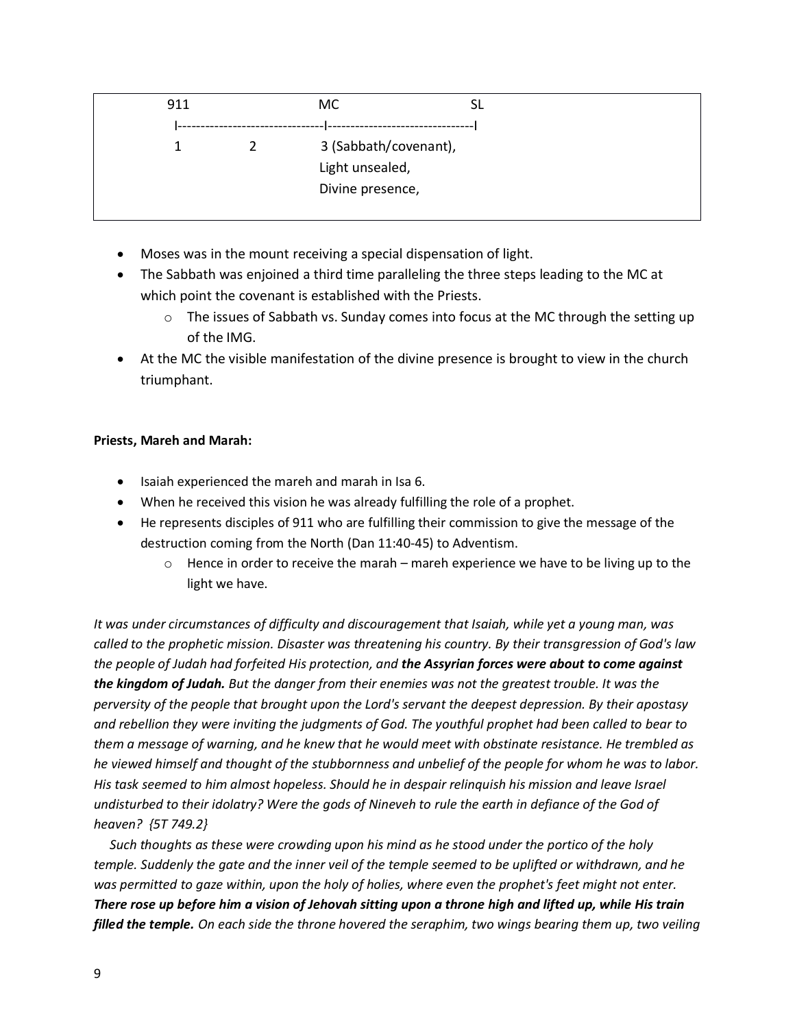```
  911                        MC                        SL
   I-------------------------------I-------------------------------I
   1            2            3 (Sabbath/covenant),
                             Light unsealed,
                             Divine presence,
```

- Moses was in the mount receiving a special dispensation of light.
- The Sabbath was enjoined a third time paralleling the three steps leading to the MC at which point the covenant is established with the Priests.
  - The issues of Sabbath vs. Sunday comes into focus at the MC through the setting up of the IMG.
- At the MC the visible manifestation of the divine presence is brought to view in the church triumphant.

**Priests, Mareh and Marah:**

- Isaiah experienced the mareh and marah in Isa 6.
- When he received this vision he was already fulfilling the role of a prophet.
- He represents disciples of 911 who are fulfilling their commission to give the message of the destruction coming from the North (Dan 11:40-45) to Adventism.
  - Hence in order to receive the marah – mareh experience we have to be living up to the light we have.

*It was under circumstances of difficulty and discouragement that Isaiah, while yet a young man, was called to the prophetic mission. Disaster was threatening his country. By their transgression of God's law the people of Judah had forfeited His protection, and* ***the Assyrian forces were about to come against the kingdom of Judah.*** *But the danger from their enemies was not the greatest trouble. It was the perversity of the people that brought upon the Lord's servant the deepest depression. By their apostasy and rebellion they were inviting the judgments of God. The youthful prophet had been called to bear to them a message of warning, and he knew that he would meet with obstinate resistance. He trembled as he viewed himself and thought of the stubbornness and unbelief of the people for whom he was to labor. His task seemed to him almost hopeless. Should he in despair relinquish his mission and leave Israel undisturbed to their idolatry? Were the gods of Nineveh to rule the earth in defiance of the God of heaven? {5T 749.2}*

*Such thoughts as these were crowding upon his mind as he stood under the portico of the holy temple. Suddenly the gate and the inner veil of the temple seemed to be uplifted or withdrawn, and he was permitted to gaze within, upon the holy of holies, where even the prophet's feet might not enter.* ***There rose up before him a vision of Jehovah sitting upon a throne high and lifted up, while His train filled the temple.*** *On each side the throne hovered the seraphim, two wings bearing them up, two veiling*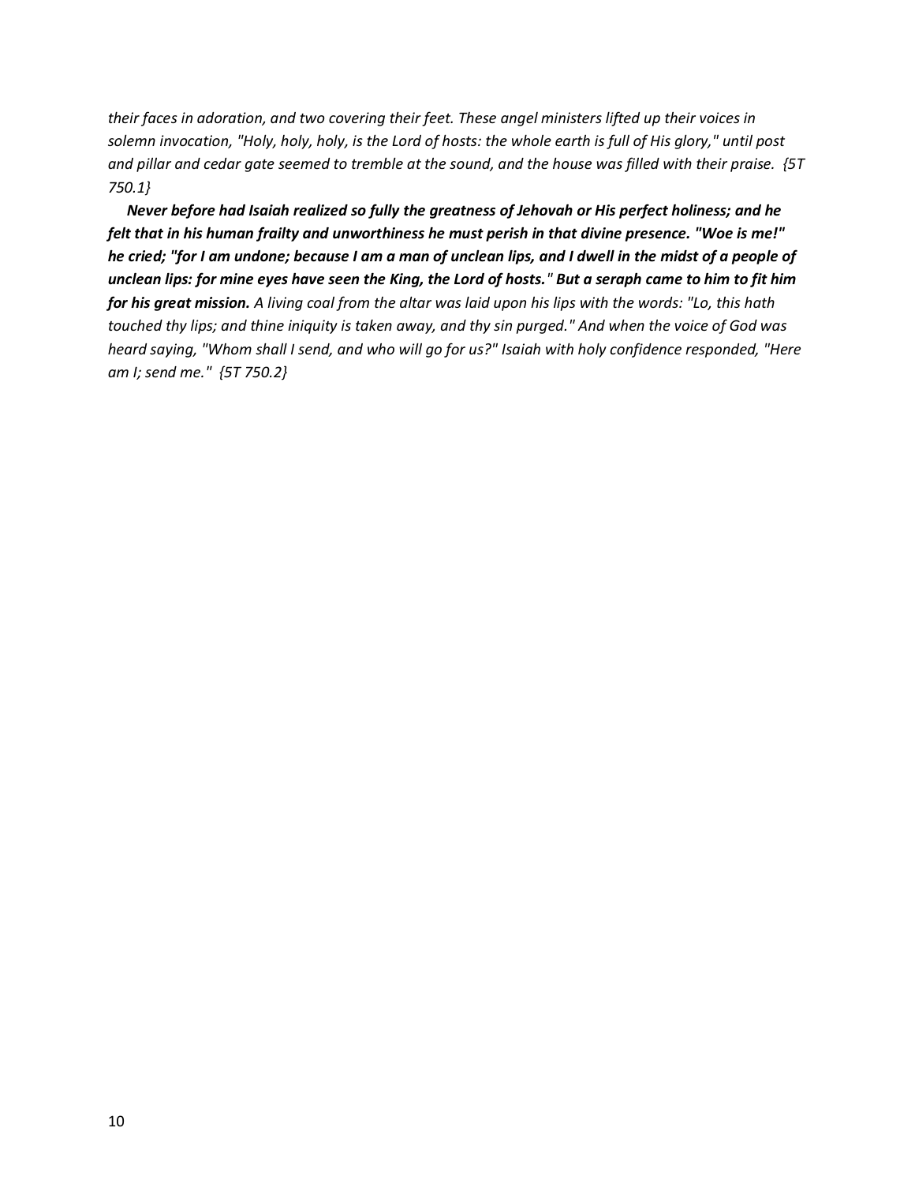*their faces in adoration, and two covering their feet. These angel ministers lifted up their voices in solemn invocation, "Holy, holy, holy, is the Lord of hosts: the whole earth is full of His glory," until post and pillar and cedar gate seemed to tremble at the sound, and the house was filled with their praise. {5T 750.1}*

***Never before had Isaiah realized so fully the greatness of Jehovah or His perfect holiness; and he felt that in his human frailty and unworthiness he must perish in that divine presence. "Woe is me!" he cried; "for I am undone; because I am a man of unclean lips, and I dwell in the midst of a people of unclean lips: for mine eyes have seen the King, the Lord of hosts." But a seraph came to him to fit him for his great mission.*** *A living coal from the altar was laid upon his lips with the words: "Lo, this hath touched thy lips; and thine iniquity is taken away, and thy sin purged." And when the voice of God was heard saying, "Whom shall I send, and who will go for us?" Isaiah with holy confidence responded, "Here am I; send me." {5T 750.2}*